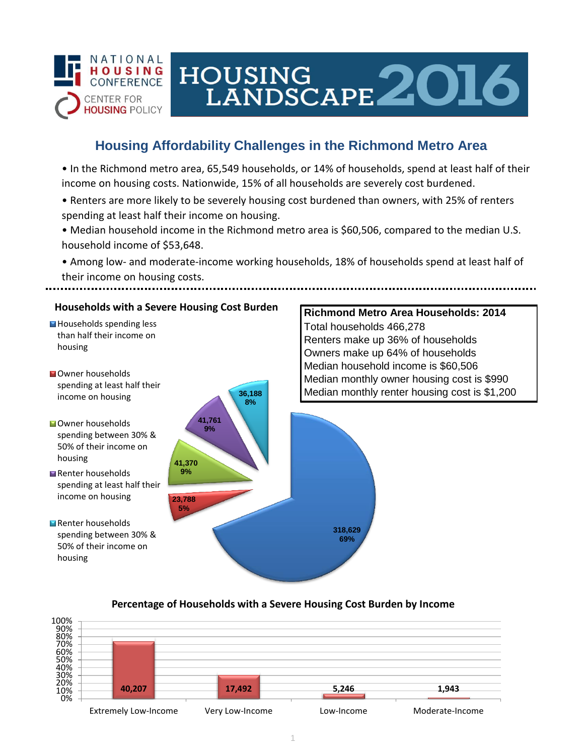NATIONAL HOUSING CONFERENCE

CENTER FOR HOUSING POLICY

# HOUSING LANDSCAPE 2016

## Housing Affordability Challenges in the Richmond Metro Area

- In the Richmond metro area, 65,549 households, or 14% of households, spend at least half of their income on housing costs. Nationwide, 15% of all households are severely cost burdened.
- Renters are more likely to be severely housing cost burdened than owners, with 25% of renters spending at least half their income on housing.
- Median household income in the Richmond metro area is $60,506, compared to the median U.S. household income of $53,648.
- Among low- and moderate-income working households, 18% of households spend at least half of their income on housing costs.

### Households with a Severe Housing Cost Burden

| Category | Households | Percent |
|---|---|---|
| Households spending less than half their income on housing | 318,629 | 69% |
| Owner households spending at least half their income on housing | 23,788 | 5% |
| Owner households spending between 30% & 50% of their income on housing | 41,370 | 9% |
| Renter households spending at least half their income on housing | 41,761 | 9% |
| Renter households spending between 30% & 50% of their income on housing | 36,188 | 8% |

### Richmond Metro Area Households: 2014

Total households 466,278

Renters make up 36% of households

Owners make up 64% of households

Median household income is $60,506

Median monthly owner housing cost is $990

Median monthly renter housing cost is $1,200

### Percentage of Households with a Severe Housing Cost Burden by Income

| Income Category | Households |
|---|---|
| Extremely Low-Income | 40,207 |
| Very Low-Income | 17,492 |
| Low-Income | 5,246 |
| Moderate-Income | 1,943 |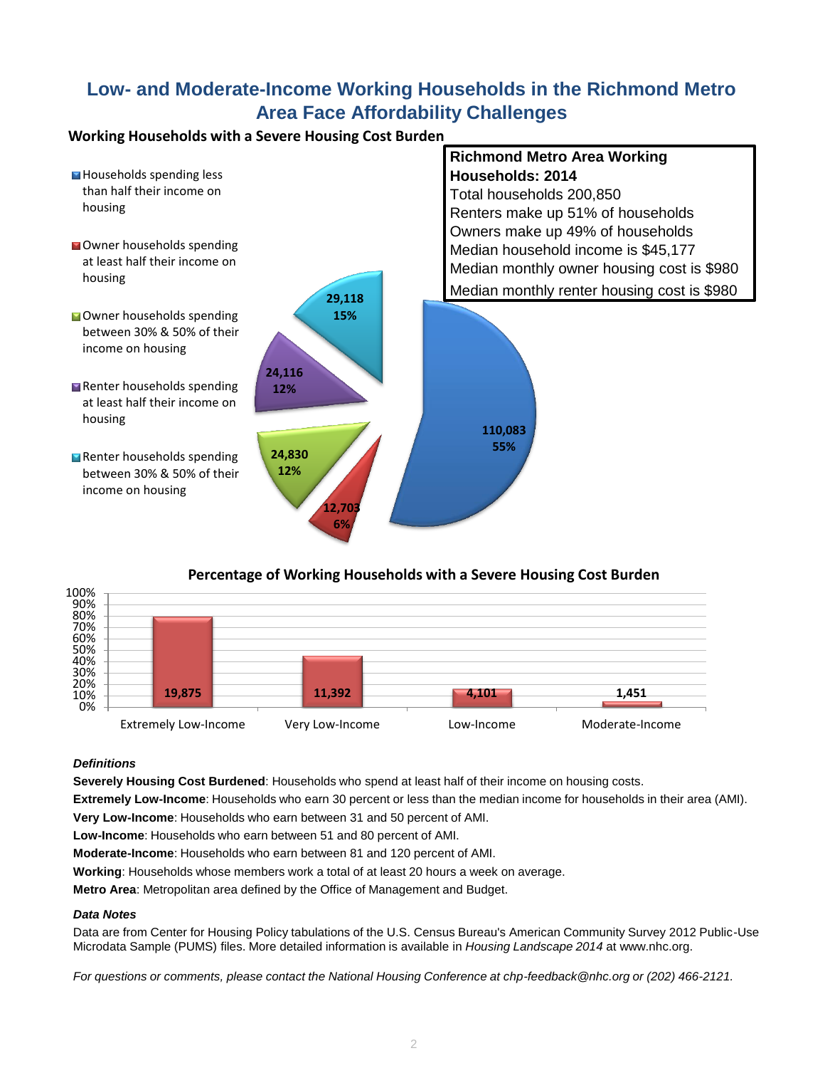# Low- and Moderate-Income Working Households in the Richmond Metro Area Face Affordability Challenges

## Working Households with a Severe Housing Cost Burden

- Households spending less than half their income on housing
- Owner households spending at least half their income on housing
- Owner households spending between 30% & 50% of their income on housing
- Renter households spending at least half their income on housing
- Renter households spending between 30% & 50% of their income on housing

29,118
15%

24,116
12%

24,830
12%

12,703
6%

110,083
55%

**Richmond Metro Area Working Households: 2014**

Total households 200,850

Renters make up 51% of households

Owners make up 49% of households

Median household income is $45,177

Median monthly owner housing cost is $980

Median monthly renter housing cost is $980

## Percentage of Working Households with a Severe Housing Cost Burden

100%
90%
80%
70%
60%
50%
40%
30%
20%
10%
0%

19,875
11,392
4,101
1,451

Extremely Low-Income
Very Low-Income
Low-Income
Moderate-Income

***Definitions***

**Severely Housing Cost Burdened**: Households who spend at least half of their income on housing costs.

**Extremely Low-Income**: Households who earn 30 percent or less than the median income for households in their area (AMI).

**Very Low-Income**: Households who earn between 31 and 50 percent of AMI.

**Low-Income**: Households who earn between 51 and 80 percent of AMI.

**Moderate-Income**: Households who earn between 81 and 120 percent of AMI.

**Working**: Households whose members work a total of at least 20 hours a week on average.

**Metro Area**: Metropolitan area defined by the Office of Management and Budget.

***Data Notes***

Data are from Center for Housing Policy tabulations of the U.S. Census Bureau's American Community Survey 2012 Public-Use Microdata Sample (PUMS) files. More detailed information is available in *Housing Landscape 2014* at www.nhc.org.

*For questions or comments, please contact the National Housing Conference at chp-feedback@nhc.org or (202) 466-2121.*